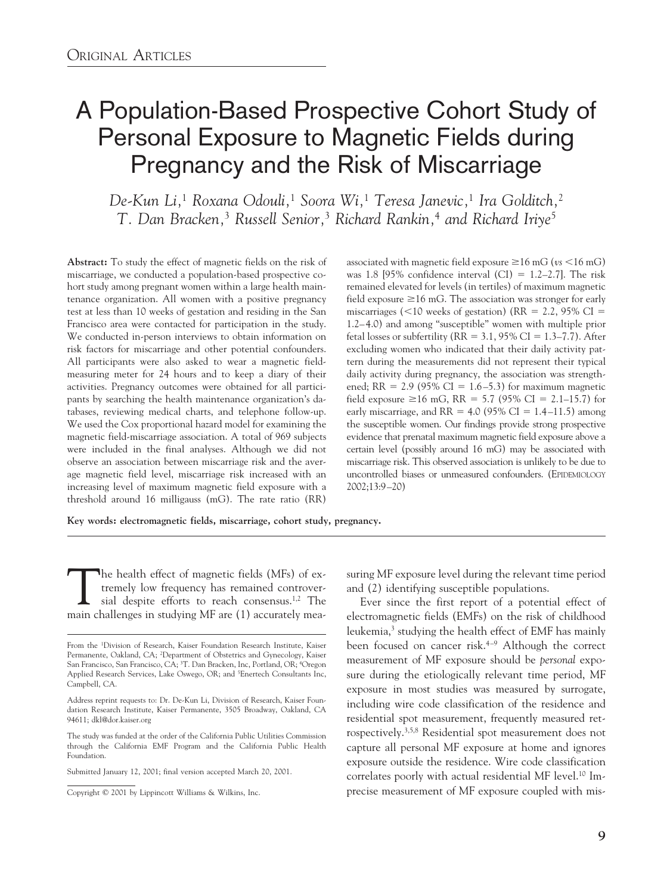Original Articles

# A Population-Based Prospective Cohort Study of Personal Exposure to Magnetic Fields during Pregnancy and the Risk of Miscarriage

*De-Kun Li,[1] Roxana Odouli,[1] Soora Wi,[1] Teresa Janevic,[1] Ira Golditch,[2] T. Dan Bracken,[3] Russell Senior,[3] Richard Rankin,[4] and Richard Iriye[5]*

**Abstract:** To study the effect of magnetic fields on the risk of miscarriage, we conducted a population-based prospective cohort study among pregnant women within a large health maintenance organization. All women with a positive pregnancy test at less than 10 weeks of gestation and residing in the San Francisco area were contacted for participation in the study. We conducted in-person interviews to obtain information on risk factors for miscarriage and other potential confounders. All participants were also asked to wear a magnetic field-measuring meter for 24 hours and to keep a diary of their activities. Pregnancy outcomes were obtained for all participants by searching the health maintenance organization's databases, reviewing medical charts, and telephone follow-up. We used the Cox proportional hazard model for examining the magnetic field-miscarriage association. A total of 969 subjects were included in the final analyses. Although we did not observe an association between miscarriage risk and the average magnetic field level, miscarriage risk increased with an increasing level of maximum magnetic field exposure with a threshold around 16 milligauss (mG). The rate ratio (RR) associated with magnetic field exposure ≥16 mG (*vs* <16 mG) was 1.8 [95% confidence interval (CI) = 1.2–2.7]. The risk remained elevated for levels (in tertiles) of maximum magnetic field exposure ≥16 mG. The association was stronger for early miscarriages (<10 weeks of gestation) (RR = 2.2, 95% CI = 1.2–4.0) and among "susceptible" women with multiple prior fetal losses or subfertility (RR = 3.1, 95% CI = 1.3–7.7). After excluding women who indicated that their daily activity pattern during the measurements did not represent their typical daily activity during pregnancy, the association was strengthened; RR = 2.9 (95% CI = 1.6–5.3) for maximum magnetic field exposure ≥16 mG, RR = 5.7 (95% CI = 2.1–15.7) for early miscarriage, and RR = 4.0 (95% CI = 1.4–11.5) among the susceptible women. Our findings provide strong prospective evidence that prenatal maximum magnetic field exposure above a certain level (possibly around 16 mG) may be associated with miscarriage risk. This observed association is unlikely to be due to uncontrolled biases or unmeasured confounders. (Epidemiology 2002;13:9–20)

**Key words: electromagnetic fields, miscarriage, cohort study, pregnancy.**

The health effect of magnetic fields (MFs) of extremely low frequency has remained controversial despite efforts to reach consensus.[1,2] The main challenges in studying MF are (1) accurately measuring MF exposure level during the relevant time period and (2) identifying susceptible populations.

Ever since the first report of a potential effect of electromagnetic fields (EMFs) on the risk of childhood leukemia,[3] studying the health effect of EMF has mainly been focused on cancer risk.[4–9] Although the correct measurement of MF exposure should be *personal* exposure during the etiologically relevant time period, MF exposure in most studies was measured by surrogate, including wire code classification of the residence and residential spot measurement, frequently measured retrospectively.[3,5,8] Residential spot measurement does not capture all personal MF exposure at home and ignores exposure outside the residence. Wire code classification correlates poorly with actual residential MF level.[10] Imprecise measurement of MF exposure coupled with mis-

From the [1]Division of Research, Kaiser Foundation Research Institute, Kaiser Permanente, Oakland, CA; [2]Department of Obstetrics and Gynecology, Kaiser San Francisco, San Francisco, CA; [3]T. Dan Bracken, Inc, Portland, OR; [4]Oregon Applied Research Services, Lake Oswego, OR; and [5]Enertech Consultants Inc, Campbell, CA.

Address reprint requests to: Dr. De-Kun Li, Division of Research, Kaiser Foundation Research Institute, Kaiser Permanente, 3505 Broadway, Oakland, CA 94611; dkl@dor.kaiser.org

The study was funded at the order of the California Public Utilities Commission through the California EMF Program and the California Public Health Foundation.

Submitted January 12, 2001; final version accepted March 20, 2001.

Copyright © 2001 by Lippincott Williams & Wilkins, Inc.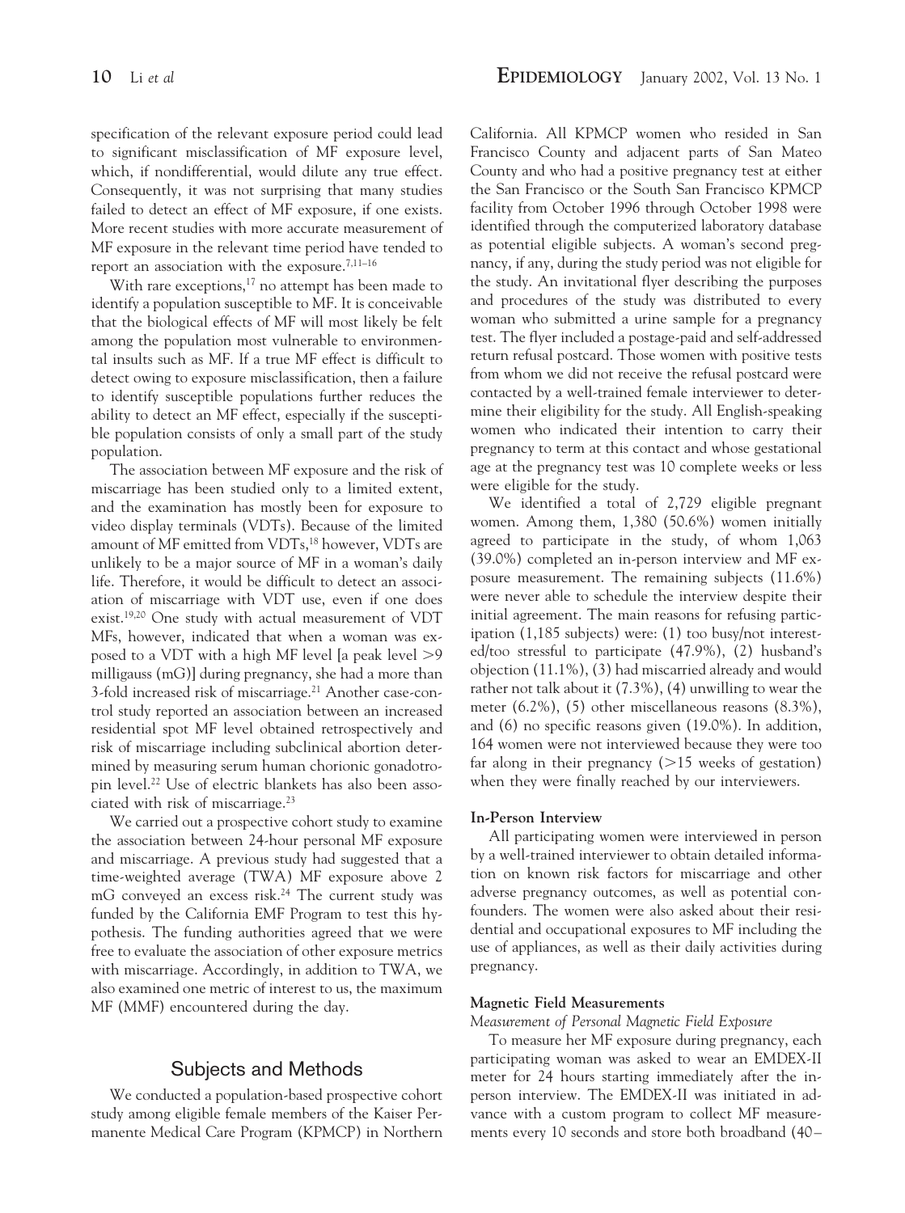specification of the relevant exposure period could lead to significant misclassification of MF exposure level, which, if nondifferential, would dilute any true effect. Consequently, it was not surprising that many studies failed to detect an effect of MF exposure, if one exists. More recent studies with more accurate measurement of MF exposure in the relevant time period have tended to report an association with the exposure.[7,11–16]

With rare exceptions,[17] no attempt has been made to identify a population susceptible to MF. It is conceivable that the biological effects of MF will most likely be felt among the population most vulnerable to environmental insults such as MF. If a true MF effect is difficult to detect owing to exposure misclassification, then a failure to identify susceptible populations further reduces the ability to detect an MF effect, especially if the susceptible population consists of only a small part of the study population.

The association between MF exposure and the risk of miscarriage has been studied only to a limited extent, and the examination has mostly been for exposure to video display terminals (VDTs). Because of the limited amount of MF emitted from VDTs,[18] however, VDTs are unlikely to be a major source of MF in a woman's daily life. Therefore, it would be difficult to detect an association of miscarriage with VDT use, even if one does exist.[19,20] One study with actual measurement of VDT MFs, however, indicated that when a woman was exposed to a VDT with a high MF level [a peak level >9 milligauss (mG)] during pregnancy, she had a more than 3-fold increased risk of miscarriage.[21] Another case-control study reported an association between an increased residential spot MF level obtained retrospectively and risk of miscarriage including subclinical abortion determined by measuring serum human chorionic gonadotropin level.[22] Use of electric blankets has also been associated with risk of miscarriage.[23]

We carried out a prospective cohort study to examine the association between 24-hour personal MF exposure and miscarriage. A previous study had suggested that a time-weighted average (TWA) MF exposure above 2 mG conveyed an excess risk.[24] The current study was funded by the California EMF Program to test this hypothesis. The funding authorities agreed that we were free to evaluate the association of other exposure metrics with miscarriage. Accordingly, in addition to TWA, we also examined one metric of interest to us, the maximum MF (MMF) encountered during the day.

## Subjects and Methods

We conducted a population-based prospective cohort study among eligible female members of the Kaiser Permanente Medical Care Program (KPMCP) in Northern California. All KPMCP women who resided in San Francisco County and adjacent parts of San Mateo County and who had a positive pregnancy test at either the San Francisco or the South San Francisco KPMCP facility from October 1996 through October 1998 were identified through the computerized laboratory database as potential eligible subjects. A woman's second pregnancy, if any, during the study period was not eligible for the study. An invitational flyer describing the purposes and procedures of the study was distributed to every woman who submitted a urine sample for a pregnancy test. The flyer included a postage-paid and self-addressed return refusal postcard. Those women with positive tests from whom we did not receive the refusal postcard were contacted by a well-trained female interviewer to determine their eligibility for the study. All English-speaking women who indicated their intention to carry their pregnancy to term at this contact and whose gestational age at the pregnancy test was 10 complete weeks or less were eligible for the study.

We identified a total of 2,729 eligible pregnant women. Among them, 1,380 (50.6%) women initially agreed to participate in the study, of whom 1,063 (39.0%) completed an in-person interview and MF exposure measurement. The remaining subjects (11.6%) were never able to schedule the interview despite their initial agreement. The main reasons for refusing participation (1,185 subjects) were: (1) too busy/not interested/too stressful to participate (47.9%), (2) husband's objection (11.1%), (3) had miscarried already and would rather not talk about it (7.3%), (4) unwilling to wear the meter (6.2%), (5) other miscellaneous reasons (8.3%), and (6) no specific reasons given (19.0%). In addition, 164 women were not interviewed because they were too far along in their pregnancy (>15 weeks of gestation) when they were finally reached by our interviewers.

### In-Person Interview

All participating women were interviewed in person by a well-trained interviewer to obtain detailed information on known risk factors for miscarriage and other adverse pregnancy outcomes, as well as potential confounders. The women were also asked about their residential and occupational exposures to MF including the use of appliances, as well as their daily activities during pregnancy.

### Magnetic Field Measurements

*Measurement of Personal Magnetic Field Exposure*

To measure her MF exposure during pregnancy, each participating woman was asked to wear an EMDEX-II meter for 24 hours starting immediately after the in-person interview. The EMDEX-II was initiated in advance with a custom program to collect MF measurements every 10 seconds and store both broadband (40–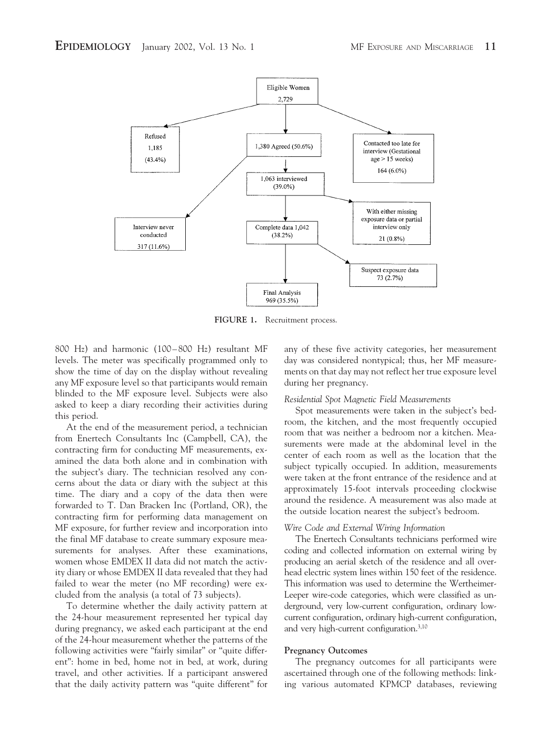Eligible Women
2,729

Refused
1,185
(43.4%)

1,380 Agreed (50.6%)

Contacted too late for interview (Gestational age > 15 weeks)
164 (6.0%)

1,063 interviewed
(39.0%)

With either missing exposure data or partial interview only
21 (0.8%)

Interview never conducted
317 (11.6%)

Complete data 1,042
(38.2%)

Suspect exposure data
73 (2.7%)

Final Analysis
969 (35.5%)

**FIGURE 1.** Recruitment process.

800 Hz) and harmonic (100–800 Hz) resultant MF levels. The meter was specifically programmed only to show the time of day on the display without revealing any MF exposure level so that participants would remain blinded to the MF exposure level. Subjects were also asked to keep a diary recording their activities during this period.

At the end of the measurement period, a technician from Enertech Consultants Inc (Campbell, CA), the contracting firm for conducting MF measurements, examined the data both alone and in combination with the subject's diary. The technician resolved any concerns about the data or diary with the subject at this time. The diary and a copy of the data then were forwarded to T. Dan Bracken Inc (Portland, OR), the contracting firm for performing data management on MF exposure, for further review and incorporation into the final MF database to create summary exposure measurements for analyses. After these examinations, women whose EMDEX II data did not match the activity diary or whose EMDEX II data revealed that they had failed to wear the meter (no MF recording) were excluded from the analysis (a total of 73 subjects).

To determine whether the daily activity pattern at the 24-hour measurement represented her typical day during pregnancy, we asked each participant at the end of the 24-hour measurement whether the patterns of the following activities were "fairly similar" or "quite different": home in bed, home not in bed, at work, during travel, and other activities. If a participant answered that the daily activity pattern was "quite different" for any of these five activity categories, her measurement day was considered nontypical; thus, her MF measurements on that day may not reflect her true exposure level during her pregnancy.

*Residential Spot Magnetic Field Measurements*

Spot measurements were taken in the subject's bedroom, the kitchen, and the most frequently occupied room that was neither a bedroom nor a kitchen. Measurements were made at the abdominal level in the center of each room as well as the location that the subject typically occupied. In addition, measurements were taken at the front entrance of the residence and at approximately 15-foot intervals proceeding clockwise around the residence. A measurement was also made at the outside location nearest the subject's bedroom.

*Wire Code and External Wiring Information*

The Enertech Consultants technicians performed wire coding and collected information on external wiring by producing an aerial sketch of the residence and all overhead electric system lines within 150 feet of the residence. This information was used to determine the Wertheimer-Leeper wire-code categories, which were classified as underground, very low-current configuration, ordinary low-current configuration, ordinary high-current configuration, and very high-current configuration.[3,10]

**Pregnancy Outcomes**

The pregnancy outcomes for all participants were ascertained through one of the following methods: linking various automated KPMCP databases, reviewing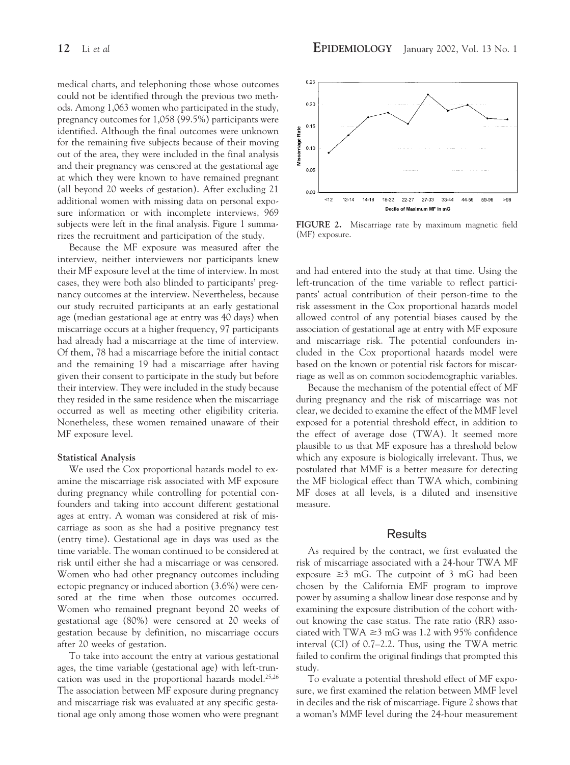medical charts, and telephoning those whose outcomes could not be identified through the previous two methods. Among 1,063 women who participated in the study, pregnancy outcomes for 1,058 (99.5%) participants were identified. Although the final outcomes were unknown for the remaining five subjects because of their moving out of the area, they were included in the final analysis and their pregnancy was censored at the gestational age at which they were known to have remained pregnant (all beyond 20 weeks of gestation). After excluding 21 additional women with missing data on personal exposure information or with incomplete interviews, 969 subjects were left in the final analysis. Figure 1 summarizes the recruitment and participation of the study.

Because the MF exposure was measured after the interview, neither interviewers nor participants knew their MF exposure level at the time of interview. In most cases, they were both also blinded to participants' pregnancy outcomes at the interview. Nevertheless, because our study recruited participants at an early gestational age (median gestational age at entry was 40 days) when miscarriage occurs at a higher frequency, 97 participants had already had a miscarriage at the time of interview. Of them, 78 had a miscarriage before the initial contact and the remaining 19 had a miscarriage after having given their consent to participate in the study but before their interview. They were included in the study because they resided in the same residence when the miscarriage occurred as well as meeting other eligibility criteria. Nonetheless, these women remained unaware of their MF exposure level.

### Statistical Analysis

We used the Cox proportional hazards model to examine the miscarriage risk associated with MF exposure during pregnancy while controlling for potential confounders and taking into account different gestational ages at entry. A woman was considered at risk of miscarriage as soon as she had a positive pregnancy test (entry time). Gestational age in days was used as the time variable. The woman continued to be considered at risk until either she had a miscarriage or was censored. Women who had other pregnancy outcomes including ectopic pregnancy or induced abortion (3.6%) were censored at the time when those outcomes occurred. Women who remained pregnant beyond 20 weeks of gestational age (80%) were censored at 20 weeks of gestation because by definition, no miscarriage occurs after 20 weeks of gestation.

To take into account the entry at various gestational ages, the time variable (gestational age) with left-truncation was used in the proportional hazards model.[25,26] The association between MF exposure during pregnancy and miscarriage risk was evaluated at any specific gestational age only among those women who were pregnant and had entered into the study at that time. Using the left-truncation of the time variable to reflect participants' actual contribution of their person-time to the risk assessment in the Cox proportional hazards model allowed control of any potential biases caused by the association of gestational age at entry with MF exposure and miscarriage risk. The potential confounders included in the Cox proportional hazards model were based on the known or potential risk factors for miscarriage as well as on common sociodemographic variables.

Because the mechanism of the potential effect of MF during pregnancy and the risk of miscarriage was not clear, we decided to examine the effect of the MMF level exposed for a potential threshold effect, in addition to the effect of average dose (TWA). It seemed more plausible to us that MF exposure has a threshold below which any exposure is biologically irrelevant. Thus, we postulated that MMF is a better measure for detecting the MF biological effect than TWA which, combining MF doses at all levels, is a diluted and insensitive measure.

**FIGURE 2.** Miscarriage rate by maximum magnetic field (MF) exposure.

## Results

As required by the contract, we first evaluated the risk of miscarriage associated with a 24-hour TWA MF exposure ≥3 mG. The cutpoint of 3 mG had been chosen by the California EMF program to improve power by assuming a shallow linear dose response and by examining the exposure distribution of the cohort without knowing the case status. The rate ratio (RR) associated with TWA ≥3 mG was 1.2 with 95% confidence interval (CI) of 0.7–2.2. Thus, using the TWA metric failed to confirm the original findings that prompted this study.

To evaluate a potential threshold effect of MF exposure, we first examined the relation between MMF level in deciles and the risk of miscarriage. Figure 2 shows that a woman's MMF level during the 24-hour measurement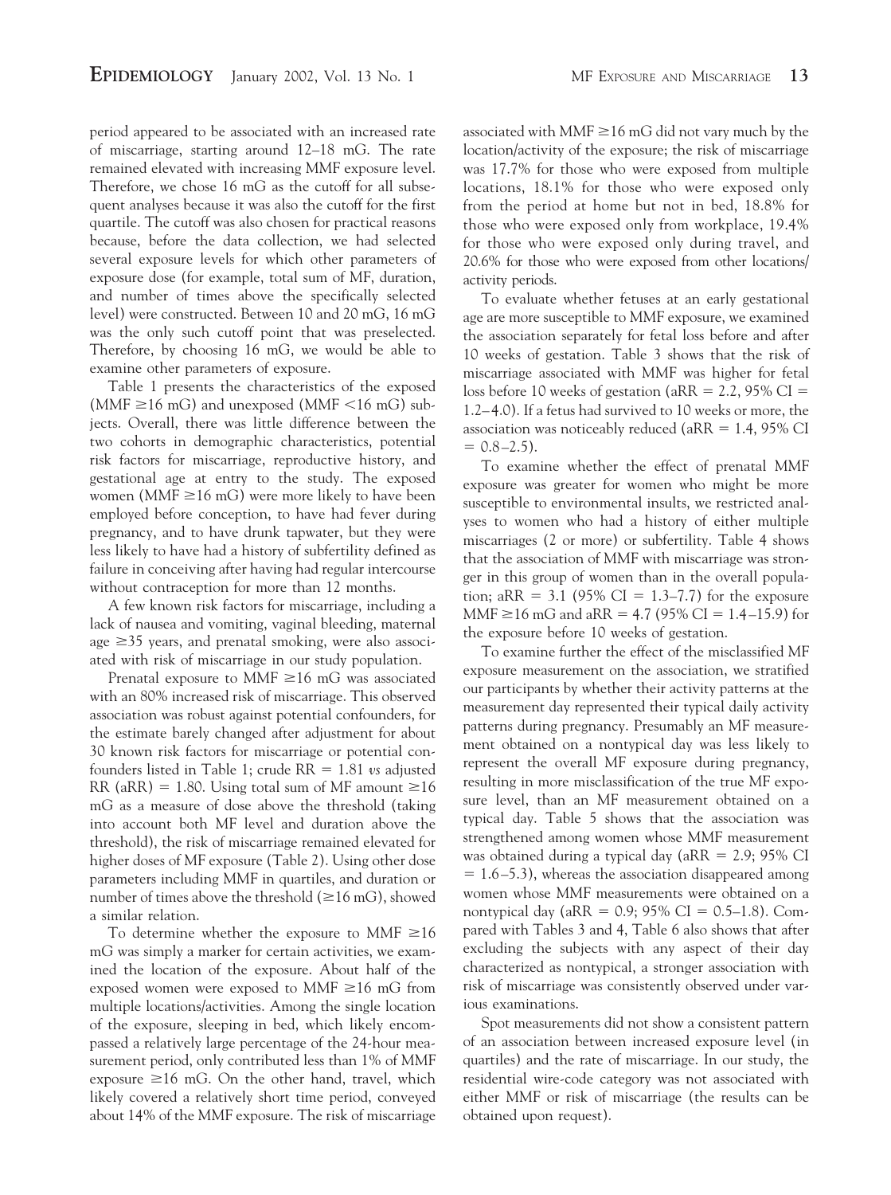period appeared to be associated with an increased rate of miscarriage, starting around 12–18 mG. The rate remained elevated with increasing MMF exposure level. Therefore, we chose 16 mG as the cutoff for all subsequent analyses because it was also the cutoff for the first quartile. The cutoff was also chosen for practical reasons because, before the data collection, we had selected several exposure levels for which other parameters of exposure dose (for example, total sum of MF, duration, and number of times above the specifically selected level) were constructed. Between 10 and 20 mG, 16 mG was the only such cutoff point that was preselected. Therefore, by choosing 16 mG, we would be able to examine other parameters of exposure.

Table 1 presents the characteristics of the exposed (MMF $\geq$16 mG) and unexposed (MMF $<$16 mG) subjects. Overall, there was little difference between the two cohorts in demographic characteristics, potential risk factors for miscarriage, reproductive history, and gestational age at entry to the study. The exposed women (MMF $\geq$16 mG) were more likely to have been employed before conception, to have had fever during pregnancy, and to have drunk tapwater, but they were less likely to have had a history of subfertility defined as failure in conceiving after having had regular intercourse without contraception for more than 12 months.

A few known risk factors for miscarriage, including a lack of nausea and vomiting, vaginal bleeding, maternal age $\geq$35 years, and prenatal smoking, were also associated with risk of miscarriage in our study population.

Prenatal exposure to MMF $\geq$16 mG was associated with an 80% increased risk of miscarriage. This observed association was robust against potential confounders, for the estimate barely changed after adjustment for about 30 known risk factors for miscarriage or potential confounders listed in Table 1; crude RR = 1.81 *vs* adjusted RR (aRR) = 1.80. Using total sum of MF amount $\geq$16 mG as a measure of dose above the threshold (taking into account both MF level and duration above the threshold), the risk of miscarriage remained elevated for higher doses of MF exposure (Table 2). Using other dose parameters including MMF in quartiles, and duration or number of times above the threshold ($\geq$16 mG), showed a similar relation.

To determine whether the exposure to MMF $\geq$16 mG was simply a marker for certain activities, we examined the location of the exposure. About half of the exposed women were exposed to MMF $\geq$16 mG from multiple locations/activities. Among the single location of the exposure, sleeping in bed, which likely encompassed a relatively large percentage of the 24-hour measurement period, only contributed less than 1% of MMF exposure $\geq$16 mG. On the other hand, travel, which likely covered a relatively short time period, conveyed about 14% of the MMF exposure. The risk of miscarriage associated with MMF $\geq$16 mG did not vary much by the location/activity of the exposure; the risk of miscarriage was 17.7% for those who were exposed from multiple locations, 18.1% for those who were exposed only from the period at home but not in bed, 18.8% for those who were exposed only from workplace, 19.4% for those who were exposed only during travel, and 20.6% for those who were exposed from other locations/activity periods.

To evaluate whether fetuses at an early gestational age are more susceptible to MMF exposure, we examined the association separately for fetal loss before and after 10 weeks of gestation. Table 3 shows that the risk of miscarriage associated with MMF was higher for fetal loss before 10 weeks of gestation (aRR = 2.2, 95% CI = 1.2–4.0). If a fetus had survived to 10 weeks or more, the association was noticeably reduced (aRR = 1.4, 95% CI = 0.8–2.5).

To examine whether the effect of prenatal MMF exposure was greater for women who might be more susceptible to environmental insults, we restricted analyses to women who had a history of either multiple miscarriages (2 or more) or subfertility. Table 4 shows that the association of MMF with miscarriage was stronger in this group of women than in the overall population; aRR = 3.1 (95% CI = 1.3–7.7) for the exposure MMF $\geq$16 mG and aRR = 4.7 (95% CI = 1.4–15.9) for the exposure before 10 weeks of gestation.

To examine further the effect of the misclassified MF exposure measurement on the association, we stratified our participants by whether their activity patterns at the measurement day represented their typical daily activity patterns during pregnancy. Presumably an MF measurement obtained on a nontypical day was less likely to represent the overall MF exposure during pregnancy, resulting in more misclassification of the true MF exposure level, than an MF measurement obtained on a typical day. Table 5 shows that the association was strengthened among women whose MMF measurement was obtained during a typical day (aRR = 2.9; 95% CI = 1.6–5.3), whereas the association disappeared among women whose MMF measurements were obtained on a nontypical day (aRR = 0.9; 95% CI = 0.5–1.8). Compared with Tables 3 and 4, Table 6 also shows that after excluding the subjects with any aspect of their day characterized as nontypical, a stronger association with risk of miscarriage was consistently observed under various examinations.

Spot measurements did not show a consistent pattern of an association between increased exposure level (in quartiles) and the rate of miscarriage. In our study, the residential wire-code category was not associated with either MMF or risk of miscarriage (the results can be obtained upon request).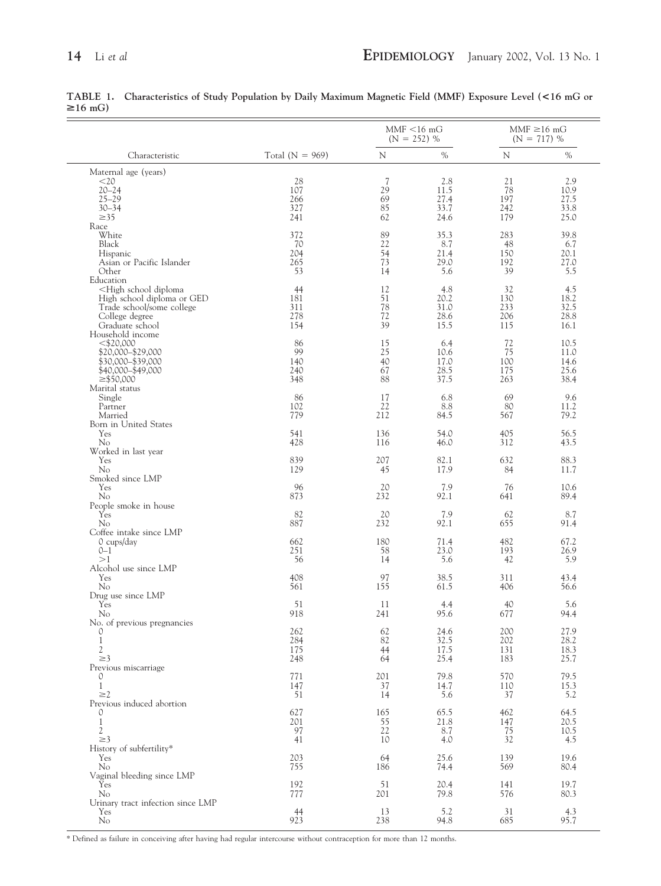**TABLE 1. Characteristics of Study Population by Daily Maximum Magnetic Field (MMF) Exposure Level (<16 mG or ≥16 mG)**

| Characteristic | Total (N = 969) | MMF <16 mG (N = 252) % | | MMF ≥16 mG (N = 717) % | |
|---|---|---|---|---|---|
| | | N | % | N | % |
| Maternal age (years) | | | | | |
| <20 | 28 | 7 | 2.8 | 21 | 2.9 |
| 20–24 | 107 | 29 | 11.5 | 78 | 10.9 |
| 25–29 | 266 | 69 | 27.4 | 197 | 27.5 |
| 30–34 | 327 | 85 | 33.7 | 242 | 33.8 |
| ≥35 | 241 | 62 | 24.6 | 179 | 25.0 |
| Race | | | | | |
| White | 372 | 89 | 35.3 | 283 | 39.8 |
| Black | 70 | 22 | 8.7 | 48 | 6.7 |
| Hispanic | 204 | 54 | 21.4 | 150 | 20.1 |
| Asian or Pacific Islander | 265 | 73 | 29.0 | 192 | 27.0 |
| Other | 53 | 14 | 5.6 | 39 | 5.5 |
| Education | | | | | |
| <High school diploma | 44 | 12 | 4.8 | 32 | 4.5 |
| High school diploma or GED | 181 | 51 | 20.2 | 130 | 18.2 |
| Trade school/some college | 311 | 78 | 31.0 | 233 | 32.5 |
| College degree | 278 | 72 | 28.6 | 206 | 28.8 |
| Graduate school | 154 | 39 | 15.5 | 115 | 16.1 |
| Household income | | | | | |
| <$20,000 | 86 | 15 | 6.4 | 72 | 10.5 |
| $20,000–$29,000 | 99 | 25 | 10.6 | 75 | 11.0 |
| $30,000–$39,000 | 140 | 40 | 17.0 | 100 | 14.6 |
| $40,000–$49,000 | 240 | 67 | 28.5 | 175 | 25.6 |
| ≥$50,000 | 348 | 88 | 37.5 | 263 | 38.4 |
| Marital status | | | | | |
| Single | 86 | 17 | 6.8 | 69 | 9.6 |
| Partner | 102 | 22 | 8.8 | 80 | 11.2 |
| Married | 779 | 212 | 84.5 | 567 | 79.2 |
| Born in United States | | | | | |
| Yes | 541 | 136 | 54.0 | 405 | 56.5 |
| No | 428 | 116 | 46.0 | 312 | 43.5 |
| Worked in last year | | | | | |
| Yes | 839 | 207 | 82.1 | 632 | 88.3 |
| No | 129 | 45 | 17.9 | 84 | 11.7 |
| Smoked since LMP | | | | | |
| Yes | 96 | 20 | 7.9 | 76 | 10.6 |
| No | 873 | 232 | 92.1 | 641 | 89.4 |
| People smoke in house | | | | | |
| Yes | 82 | 20 | 7.9 | 62 | 8.7 |
| No | 887 | 232 | 92.1 | 655 | 91.4 |
| Coffee intake since LMP | | | | | |
| 0 cups/day | 662 | 180 | 71.4 | 482 | 67.2 |
| 0–1 | 251 | 58 | 23.0 | 193 | 26.9 |
| >1 | 56 | 14 | 5.6 | 42 | 5.9 |
| Alcohol use since LMP | | | | | |
| Yes | 408 | 97 | 38.5 | 311 | 43.4 |
| No | 561 | 155 | 61.5 | 406 | 56.6 |
| Drug use since LMP | | | | | |
| Yes | 51 | 11 | 4.4 | 40 | 5.6 |
| No | 918 | 241 | 95.6 | 677 | 94.4 |
| No. of previous pregnancies | | | | | |
| 0 | 262 | 62 | 24.6 | 200 | 27.9 |
| 1 | 284 | 82 | 32.5 | 202 | 28.2 |
| 2 | 175 | 44 | 17.5 | 131 | 18.3 |
| ≥3 | 248 | 64 | 25.4 | 183 | 25.7 |
| Previous miscarriage | | | | | |
| 0 | 771 | 201 | 79.8 | 570 | 79.5 |
| 1 | 147 | 37 | 14.7 | 110 | 15.3 |
| ≥2 | 51 | 14 | 5.6 | 37 | 5.2 |
| Previous induced abortion | | | | | |
| 0 | 627 | 165 | 65.5 | 462 | 64.5 |
| 1 | 201 | 55 | 21.8 | 147 | 20.5 |
| 2 | 97 | 22 | 8.7 | 75 | 10.5 |
| ≥3 | 41 | 10 | 4.0 | 32 | 4.5 |
| History of subfertility* | | | | | |
| Yes | 203 | 64 | 25.6 | 139 | 19.6 |
| No | 755 | 186 | 74.4 | 569 | 80.4 |
| Vaginal bleeding since LMP | | | | | |
| Yes | 192 | 51 | 20.4 | 141 | 19.7 |
| No | 777 | 201 | 79.8 | 576 | 80.3 |
| Urinary tract infection since LMP | | | | | |
| Yes | 44 | 13 | 5.2 | 31 | 4.3 |
| No | 923 | 238 | 94.8 | 685 | 95.7 |

\* Defined as failure in conceiving after having had regular intercourse without contraception for more than 12 months.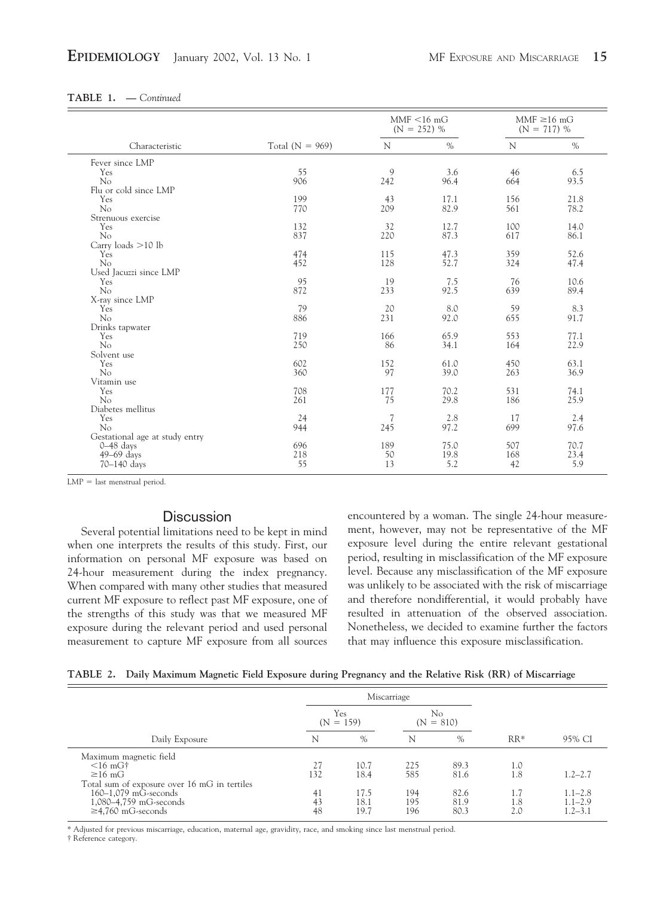**TABLE 1. — *Continued***

| Characteristic | Total (N = 969) | MMF <16 mG (N = 252) % | | MMF ≥16 mG (N = 717) % | |
|---|---|---|---|---|---|
| | | N | % | N | % |
| Fever since LMP | | | | | |
| Yes | 55 | 9 | 3.6 | 46 | 6.5 |
| No | 906 | 242 | 96.4 | 664 | 93.5 |
| Flu or cold since LMP | | | | | |
| Yes | 199 | 43 | 17.1 | 156 | 21.8 |
| No | 770 | 209 | 82.9 | 561 | 78.2 |
| Strenuous exercise | | | | | |
| Yes | 132 | 32 | 12.7 | 100 | 14.0 |
| No | 837 | 220 | 87.3 | 617 | 86.1 |
| Carry loads >10 lb | | | | | |
| Yes | 474 | 115 | 47.3 | 359 | 52.6 |
| No | 452 | 128 | 52.7 | 324 | 47.4 |
| Used Jacuzzi since LMP | | | | | |
| Yes | 95 | 19 | 7.5 | 76 | 10.6 |
| No | 872 | 233 | 92.5 | 639 | 89.4 |
| X-ray since LMP | | | | | |
| Yes | 79 | 20 | 8.0 | 59 | 8.3 |
| No | 886 | 231 | 92.0 | 655 | 91.7 |
| Drinks tapwater | | | | | |
| Yes | 719 | 166 | 65.9 | 553 | 77.1 |
| No | 250 | 86 | 34.1 | 164 | 22.9 |
| Solvent use | | | | | |
| Yes | 602 | 152 | 61.0 | 450 | 63.1 |
| No | 360 | 97 | 39.0 | 263 | 36.9 |
| Vitamin use | | | | | |
| Yes | 708 | 177 | 70.2 | 531 | 74.1 |
| No | 261 | 75 | 29.8 | 186 | 25.9 |
| Diabetes mellitus | | | | | |
| Yes | 24 | 7 | 2.8 | 17 | 2.4 |
| No | 944 | 245 | 97.2 | 699 | 97.6 |
| Gestational age at study entry | | | | | |
| 0–48 days | 696 | 189 | 75.0 | 507 | 70.7 |
| 49–69 days | 218 | 50 | 19.8 | 168 | 23.4 |
| 70–140 days | 55 | 13 | 5.2 | 42 | 5.9 |

LMP = last menstrual period.

## Discussion

Several potential limitations need to be kept in mind when one interprets the results of this study. First, our information on personal MF exposure was based on 24-hour measurement during the index pregnancy. When compared with many other studies that measured current MF exposure to reflect past MF exposure, one of the strengths of this study was that we measured MF exposure during the relevant period and used personal measurement to capture MF exposure from all sources encountered by a woman. The single 24-hour measurement, however, may not be representative of the MF exposure level during the entire relevant gestational period, resulting in misclassification of the MF exposure level. Because any misclassification of the MF exposure was unlikely to be associated with the risk of miscarriage and therefore nondifferential, it would probably have resulted in attenuation of the observed association. Nonetheless, we decided to examine further the factors that may influence this exposure misclassification.

**TABLE 2. Daily Maximum Magnetic Field Exposure during Pregnancy and the Relative Risk (RR) of Miscarriage**

| Daily Exposure | Miscarriage Yes (N = 159) | | Miscarriage No (N = 810) | | RR* | 95% CI |
|---|---|---|---|---|---|---|
| | N | % | N | % | | |
| Maximum magnetic field | | | | | | |
| <16 mG† | 27 | 10.7 | 225 | 89.3 | 1.0 | |
| ≥16 mG | 132 | 18.4 | 585 | 81.6 | 1.8 | 1.2–2.7 |
| Total sum of exposure over 16 mG in tertiles | | | | | | |
| 160–1,079 mG-seconds | 41 | 17.5 | 194 | 82.6 | 1.7 | 1.1–2.8 |
| 1,080–4,759 mG-seconds | 43 | 18.1 | 195 | 81.9 | 1.8 | 1.1–2.9 |
| ≥4,760 mG-seconds | 48 | 19.7 | 196 | 80.3 | 2.0 | 1.2–3.1 |

\* Adjusted for previous miscarriage, education, maternal age, gravidity, race, and smoking since last menstrual period.

† Reference category.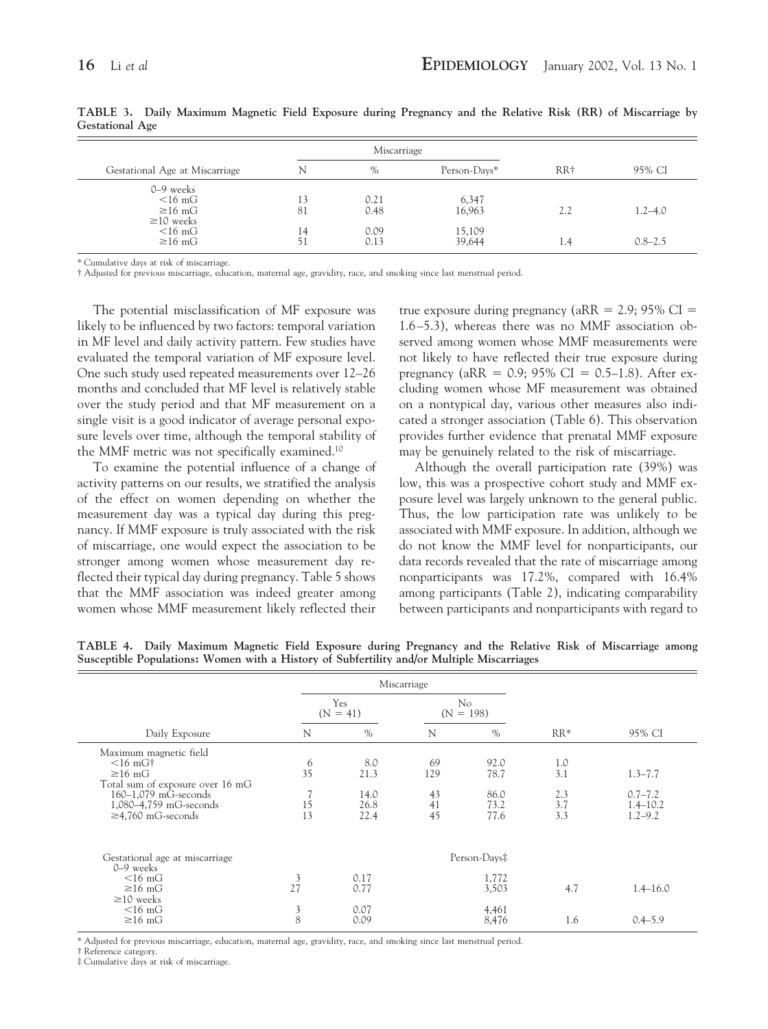**TABLE 3. Daily Maximum Magnetic Field Exposure during Pregnancy and the Relative Risk (RR) of Miscarriage by Gestational Age**

| Gestational Age at Miscarriage | Miscarriage | | | RR† | 95% CI |
|---|---|---|---|---|---|
| | N | % | Person-Days* | | |
| 0–9 weeks | | | | | |
| <16 mG | 13 | 0.21 | 6,347 | | |
| ≥16 mG | 81 | 0.48 | 16,963 | 2.2 | 1.2–4.0 |
| ≥10 weeks | | | | | |
| <16 mG | 14 | 0.09 | 15,109 | | |
| ≥16 mG | 51 | 0.13 | 39,644 | 1.4 | 0.8–2.5 |

\* Cumulative days at risk of miscarriage.

† Adjusted for previous miscarriage, education, maternal age, gravidity, race, and smoking since last menstrual period.

The potential misclassification of MF exposure was likely to be influenced by two factors: temporal variation in MF level and daily activity pattern. Few studies have evaluated the temporal variation of MF exposure level. One such study used repeated measurements over 12–26 months and concluded that MF level is relatively stable over the study period and that MF measurement on a single visit is a good indicator of average personal exposure levels over time, although the temporal stability of the MMF metric was not specifically examined.[10]

To examine the potential influence of a change of activity patterns on our results, we stratified the analysis of the effect on women depending on whether the measurement day was a typical day during this pregnancy. If MMF exposure is truly associated with the risk of miscarriage, one would expect the association to be stronger among women whose measurement day reflected their typical day during pregnancy. Table 5 shows that the MMF association was indeed greater among women whose MMF measurement likely reflected their true exposure during pregnancy (aRR = 2.9; 95% CI = 1.6–5.3), whereas there was no MMF association observed among women whose MMF measurements were not likely to have reflected their true exposure during pregnancy (aRR = 0.9; 95% CI = 0.5–1.8). After excluding women whose MF measurement was obtained on a nontypical day, various other measures also indicated a stronger association (Table 6). This observation provides further evidence that prenatal MMF exposure may be genuinely related to the risk of miscarriage.

Although the overall participation rate (39%) was low, this was a prospective cohort study and MMF exposure level was largely unknown to the general public. Thus, the low participation rate was unlikely to be associated with MMF exposure. In addition, although we do not know the MMF level for nonparticipants, our data records revealed that the rate of miscarriage among nonparticipants was 17.2%, compared with 16.4% among participants (Table 2), indicating comparability between participants and nonparticipants with regard to

**TABLE 4. Daily Maximum Magnetic Field Exposure during Pregnancy and the Relative Risk of Miscarriage among Susceptible Populations: Women with a History of Subfertility and/or Multiple Miscarriages**

| Daily Exposure | Miscarriage Yes (N = 41) | | Miscarriage No (N = 198) | | RR* | 95% CI |
|---|---|---|---|---|---|---|
| | N | % | N | % | | |
| Maximum magnetic field | | | | | | |
| <16 mG† | 6 | 8.0 | 69 | 92.0 | 1.0 | |
| ≥16 mG | 35 | 21.3 | 129 | 78.7 | 3.1 | 1.3–7.7 |
| Total sum of exposure over 16 mG | | | | | | |
| 160–1,079 mG-seconds | 7 | 14.0 | 43 | 86.0 | 2.3 | 0.7–7.2 |
| 1,080–4,759 mG-seconds | 15 | 26.8 | 41 | 73.2 | 3.7 | 1.4–10.2 |
| ≥4,760 mG-seconds | 13 | 22.4 | 45 | 77.6 | 3.3 | 1.2–9.2 |
| Gestational age at miscarriage | | | Person-Days‡ | | | |
| 0–9 weeks | | | | | | |
| <16 mG | 3 | 0.17 | 1,772 | | | |
| ≥16 mG | 27 | 0.77 | 3,503 | | 4.7 | 1.4–16.0 |
| ≥10 weeks | | | | | | |
| <16 mG | 3 | 0.07 | 4,461 | | | |
| ≥16 mG | 8 | 0.09 | 8,476 | | 1.6 | 0.4–5.9 |

\* Adjusted for previous miscarriage, education, maternal age, gravidity, race, and smoking since last menstrual period.

† Reference category.

‡ Cumulative days at risk of miscarriage.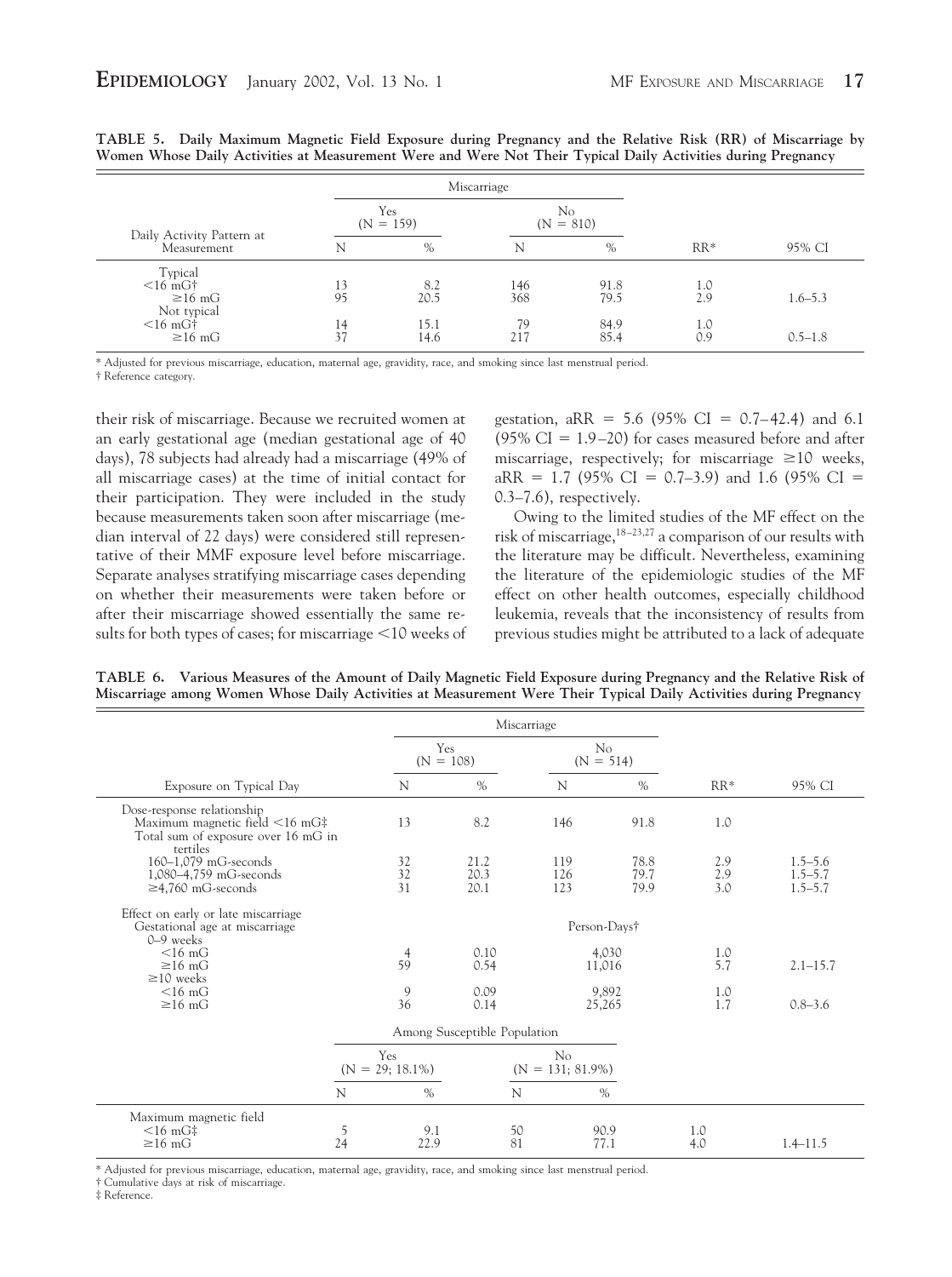**TABLE 5. Daily Maximum Magnetic Field Exposure during Pregnancy and the Relative Risk (RR) of Miscarriage by Women Whose Daily Activities at Measurement Were and Were Not Their Typical Daily Activities during Pregnancy**

| Daily Activity Pattern at Measurement | Miscarriage Yes (N = 159) N | % | Miscarriage No (N = 810) N | % | RR* | 95% CI |
|---|---|---|---|---|---|---|
| Typical | | | | | | |
| <16 mG† | 13 | 8.2 | 146 | 91.8 | 1.0 | |
| ≥16 mG | 95 | 20.5 | 368 | 79.5 | 2.9 | 1.6–5.3 |
| Not typical | | | | | | |
| <16 mG† | 14 | 15.1 | 79 | 84.9 | 1.0 | |
| ≥16 mG | 37 | 14.6 | 217 | 85.4 | 0.9 | 0.5–1.8 |

\* Adjusted for previous miscarriage, education, maternal age, gravidity, race, and smoking since last menstrual period.

† Reference category.

their risk of miscarriage. Because we recruited women at an early gestational age (median gestational age of 40 days), 78 subjects had already had a miscarriage (49% of all miscarriage cases) at the time of initial contact for their participation. They were included in the study because measurements taken soon after miscarriage (median interval of 22 days) were considered still representative of their MMF exposure level before miscarriage. Separate analyses stratifying miscarriage cases depending on whether their measurements were taken before or after their miscarriage showed essentially the same results for both types of cases; for miscarriage <10 weeks of gestation, aRR = 5.6 (95% CI = 0.7–42.4) and 6.1 (95% CI = 1.9–20) for cases measured before and after miscarriage, respectively; for miscarriage ≥10 weeks, aRR = 1.7 (95% CI = 0.7–3.9) and 1.6 (95% CI = 0.3–7.6), respectively.

Owing to the limited studies of the MF effect on the risk of miscarriage,[18–23,27] a comparison of our results with the literature may be difficult. Nevertheless, examining the literature of the epidemiologic studies of the MF effect on other health outcomes, especially childhood leukemia, reveals that the inconsistency of results from previous studies might be attributed to a lack of adequate

**TABLE 6. Various Measures of the Amount of Daily Magnetic Field Exposure during Pregnancy and the Relative Risk of Miscarriage among Women Whose Daily Activities at Measurement Were Their Typical Daily Activities during Pregnancy**

| Exposure on Typical Day | Miscarriage Yes (N = 108) N | % | Miscarriage No (N = 514) N | % | RR* | 95% CI |
|---|---|---|---|---|---|---|
| Dose-response relationship | | | | | | |
| Maximum magnetic field <16 mG‡ | 13 | 8.2 | 146 | 91.8 | 1.0 | |
| Total sum of exposure over 16 mG in tertiles | | | | | | |
| 160–1,079 mG-seconds | 32 | 21.2 | 119 | 78.8 | 2.9 | 1.5–5.6 |
| 1,080–4,759 mG-seconds | 32 | 20.3 | 126 | 79.7 | 2.9 | 1.5–5.7 |
| ≥4,760 mG-seconds | 31 | 20.1 | 123 | 79.9 | 3.0 | 1.5–5.7 |
| Effect on early or late miscarriage | | | | | | |
| Gestational age at miscarriage | | | Person-Days† | | | |
| 0–9 weeks | | | | | | |
| <16 mG | 4 | 0.10 | 4,030 | | 1.0 | |
| ≥16 mG | 59 | 0.54 | 11,016 | | 5.7 | 2.1–15.7 |
| ≥10 weeks | | | | | | |
| <16 mG | 9 | 0.09 | 9,892 | | 1.0 | |
| ≥16 mG | 36 | 0.14 | 25,265 | | 1.7 | 0.8–3.6 |
| **Among Susceptible Population** | Yes (N = 29; 18.1%) N | % | No (N = 131; 81.9%) N | % | | |
| Maximum magnetic field | | | | | | |
| <16 mG‡ | 5 | 9.1 | 50 | 90.9 | 1.0 | |
| ≥16 mG | 24 | 22.9 | 81 | 77.1 | 4.0 | 1.4–11.5 |

\* Adjusted for previous miscarriage, education, maternal age, gravidity, race, and smoking since last menstrual period.

† Cumulative days at risk of miscarriage.

‡ Reference.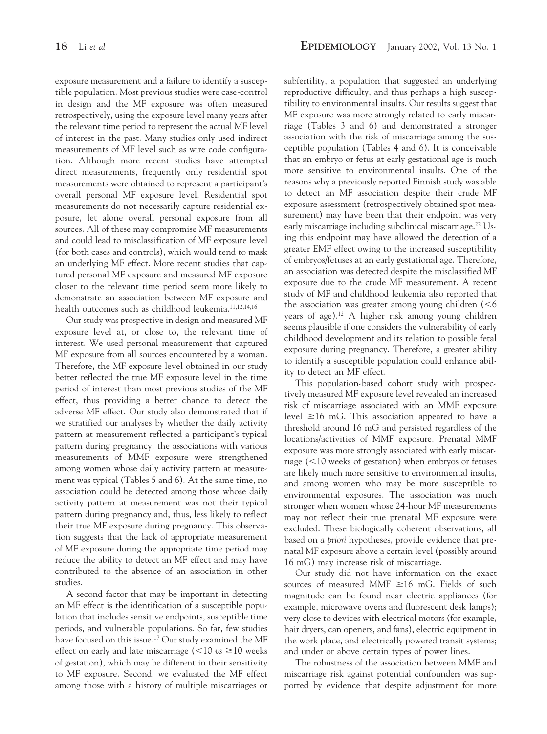exposure measurement and a failure to identify a susceptible population. Most previous studies were case-control in design and the MF exposure was often measured retrospectively, using the exposure level many years after the relevant time period to represent the actual MF level of interest in the past. Many studies only used indirect measurements of MF level such as wire code configuration. Although more recent studies have attempted direct measurements, frequently only residential spot measurements were obtained to represent a participant's overall personal MF exposure level. Residential spot measurements do not necessarily capture residential exposure, let alone overall personal exposure from all sources. All of these may compromise MF measurements and could lead to misclassification of MF exposure level (for both cases and controls), which would tend to mask an underlying MF effect. More recent studies that captured personal MF exposure and measured MF exposure closer to the relevant time period seem more likely to demonstrate an association between MF exposure and health outcomes such as childhood leukemia.[11,12,14,16]

Our study was prospective in design and measured MF exposure level at, or close to, the relevant time of interest. We used personal measurement that captured MF exposure from all sources encountered by a woman. Therefore, the MF exposure level obtained in our study better reflected the true MF exposure level in the time period of interest than most previous studies of the MF effect, thus providing a better chance to detect the adverse MF effect. Our study also demonstrated that if we stratified our analyses by whether the daily activity pattern at measurement reflected a participant's typical pattern during pregnancy, the associations with various measurements of MMF exposure were strengthened among women whose daily activity pattern at measurement was typical (Tables 5 and 6). At the same time, no association could be detected among those whose daily activity pattern at measurement was not their typical pattern during pregnancy and, thus, less likely to reflect their true MF exposure during pregnancy. This observation suggests that the lack of appropriate measurement of MF exposure during the appropriate time period may reduce the ability to detect an MF effect and may have contributed to the absence of an association in other studies.

A second factor that may be important in detecting an MF effect is the identification of a susceptible population that includes sensitive endpoints, susceptible time periods, and vulnerable populations. So far, few studies have focused on this issue.[17] Our study examined the MF effect on early and late miscarriage (<10 *vs* ≥10 weeks of gestation), which may be different in their sensitivity to MF exposure. Second, we evaluated the MF effect among those with a history of multiple miscarriages or subfertility, a population that suggested an underlying reproductive difficulty, and thus perhaps a high susceptibility to environmental insults. Our results suggest that MF exposure was more strongly related to early miscarriage (Tables 3 and 6) and demonstrated a stronger association with the risk of miscarriage among the susceptible population (Tables 4 and 6). It is conceivable that an embryo or fetus at early gestational age is much more sensitive to environmental insults. One of the reasons why a previously reported Finnish study was able to detect an MF association despite their crude MF exposure assessment (retrospectively obtained spot measurement) may have been that their endpoint was very early miscarriage including subclinical miscarriage.[22] Using this endpoint may have allowed the detection of a greater EMF effect owing to the increased susceptibility of embryos/fetuses at an early gestational age. Therefore, an association was detected despite the misclassified MF exposure due to the crude MF measurement. A recent study of MF and childhood leukemia also reported that the association was greater among young children (<6 years of age).[12] A higher risk among young children seems plausible if one considers the vulnerability of early childhood development and its relation to possible fetal exposure during pregnancy. Therefore, a greater ability to identify a susceptible population could enhance ability to detect an MF effect.

This population-based cohort study with prospectively measured MF exposure level revealed an increased risk of miscarriage associated with an MMF exposure level ≥16 mG. This association appeared to have a threshold around 16 mG and persisted regardless of the locations/activities of MMF exposure. Prenatal MMF exposure was more strongly associated with early miscarriage (<10 weeks of gestation) when embryos or fetuses are likely much more sensitive to environmental insults, and among women who may be more susceptible to environmental exposures. The association was much stronger when women whose 24-hour MF measurements may not reflect their true prenatal MF exposure were excluded. These biologically coherent observations, all based on *a priori* hypotheses, provide evidence that prenatal MF exposure above a certain level (possibly around 16 mG) may increase risk of miscarriage.

Our study did not have information on the exact sources of measured MMF ≥16 mG. Fields of such magnitude can be found near electric appliances (for example, microwave ovens and fluorescent desk lamps); very close to devices with electrical motors (for example, hair dryers, can openers, and fans), electric equipment in the work place, and electrically powered transit systems; and under or above certain types of power lines.

The robustness of the association between MMF and miscarriage risk against potential confounders was supported by evidence that despite adjustment for more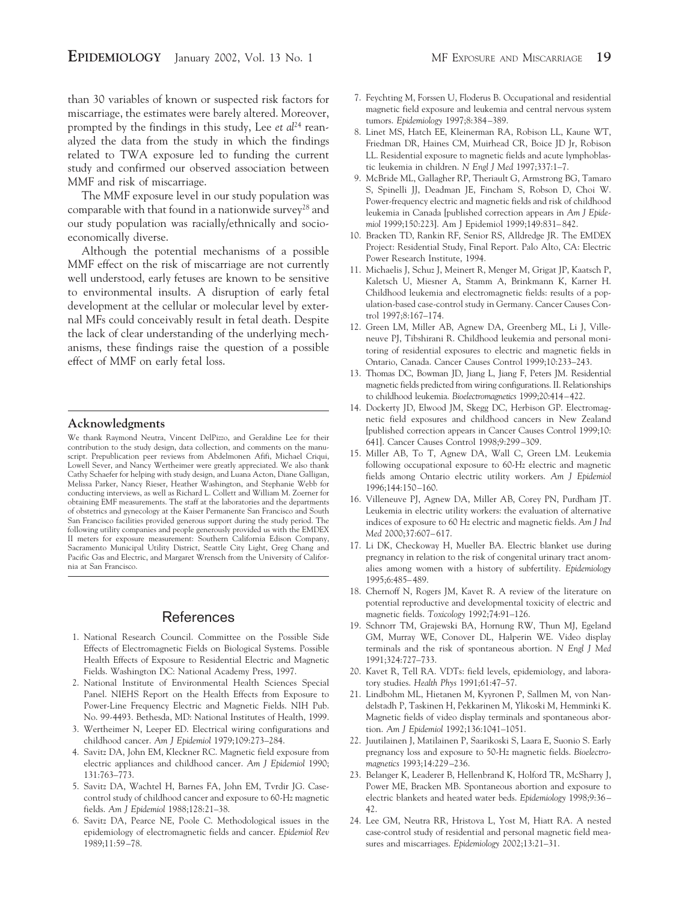than 30 variables of known or suspected risk factors for miscarriage, the estimates were barely altered. Moreover, prompted by the findings in this study, Lee *et al*[24] reanalyzed the data from the study in which the findings related to TWA exposure led to funding the current study and confirmed our observed association between MMF and risk of miscarriage.

The MMF exposure level in our study population was comparable with that found in a nationwide survey[28] and our study population was racially/ethnically and socioeconomically diverse.

Although the potential mechanisms of a possible MMF effect on the risk of miscarriage are not currently well understood, early fetuses are known to be sensitive to environmental insults. A disruption of early fetal development at the cellular or molecular level by external MFs could conceivably result in fetal death. Despite the lack of clear understanding of the underlying mechanisms, these findings raise the question of a possible effect of MMF on early fetal loss.

## Acknowledgments

We thank Raymond Neutra, Vincent DelPizzo, and Geraldine Lee for their contribution to the study design, data collection, and comments on the manuscript. Prepublication peer reviews from Abdelmonen Afifi, Michael Criqui, Lowell Sever, and Nancy Wertheimer were greatly appreciated. We also thank Cathy Schaefer for helping with study design, and Luana Acton, Diane Galligan, Melissa Parker, Nancy Rieser, Heather Washington, and Stephanie Webb for conducting interviews, as well as Richard L. Collett and William M. Zoerner for obtaining EMF measurements. The staff at the laboratories and the departments of obstetrics and gynecology at the Kaiser Permanente San Francisco and South San Francisco facilities provided generous support during the study period. The following utility companies and people generously provided us with the EMDEX II meters for exposure measurement: Southern California Edison Company, Sacramento Municipal Utility District, Seattle City Light, Greg Chang and Pacific Gas and Electric, and Margaret Wrensch from the University of California at San Francisco.

## References

1. National Research Council. Committee on the Possible Side Effects of Electromagnetic Fields on Biological Systems. Possible Health Effects of Exposure to Residential Electric and Magnetic Fields. Washington DC: National Academy Press, 1997.
2. National Institute of Environmental Health Sciences Special Panel. NIEHS Report on the Health Effects from Exposure to Power-Line Frequency Electric and Magnetic Fields. NIH Pub. No. 99-4493. Bethesda, MD: National Institutes of Health, 1999.
3. Wertheimer N, Leeper ED. Electrical wiring configurations and childhood cancer. *Am J Epidemiol* 1979;109:273–284.
4. Savitz DA, John EM, Kleckner RC. Magnetic field exposure from electric appliances and childhood cancer. *Am J Epidemiol* 1990; 131:763–773.
5. Savitz DA, Wachtel H, Barnes FA, John EM, Tvrdir JG. Case-control study of childhood cancer and exposure to 60-Hz magnetic fields. *Am J Epidemiol* 1988;128:21–38.
6. Savitz DA, Pearce NE, Poole C. Methodological issues in the epidemiology of electromagnetic fields and cancer. *Epidemiol Rev* 1989;11:59–78.
7. Feychting M, Forssen U, Floderus B. Occupational and residential magnetic field exposure and leukemia and central nervous system tumors. *Epidemiology* 1997;8:384–389.
8. Linet MS, Hatch EE, Kleinerman RA, Robison LL, Kaune WT, Friedman DR, Haines CM, Muirhead CR, Boice JD Jr, Robison LL. Residential exposure to magnetic fields and acute lymphoblastic leukemia in children. *N Engl J Med* 1997;337:1–7.
9. McBride ML, Gallagher RP, Theriault G, Armstrong BG, Tamaro S, Spinelli JJ, Deadman JE, Fincham S, Robson D, Choi W. Power-frequency electric and magnetic fields and risk of childhood leukemia in Canada [published correction appears in *Am J Epidemiol* 1999;150:223]. Am J Epidemiol 1999;149:831–842.
10. Bracken TD, Rankin RF, Senior RS, Alldredge JR. The EMDEX Project: Residential Study, Final Report. Palo Alto, CA: Electric Power Research Institute, 1994.
11. Michaelis J, Schuz J, Meinert R, Menger M, Grigat JP, Kaatsch P, Kaletsch U, Miesner A, Stamm A, Brinkmann K, Karner H. Childhood leukemia and electromagnetic fields: results of a population-based case-control study in Germany. Cancer Causes Control 1997;8:167–174.
12. Green LM, Miller AB, Agnew DA, Greenberg ML, Li J, Villeneuve PJ, Tibshirani R. Childhood leukemia and personal monitoring of residential exposures to electric and magnetic fields in Ontario, Canada. Cancer Causes Control 1999;10:233–243.
13. Thomas DC, Bowman JD, Jiang L, Jiang F, Peters JM. Residential magnetic fields predicted from wiring configurations. II. Relationships to childhood leukemia. *Bioelectromagnetics* 1999;20:414–422.
14. Dockerty JD, Elwood JM, Skegg DC, Herbison GP. Electromagnetic field exposures and childhood cancers in New Zealand [published correction appears in Cancer Causes Control 1999;10: 641]. Cancer Causes Control 1998;9:299–309.
15. Miller AB, To T, Agnew DA, Wall C, Green LM. Leukemia following occupational exposure to 60-Hz electric and magnetic fields among Ontario electric utility workers. *Am J Epidemiol* 1996;144:150–160.
16. Villeneuve PJ, Agnew DA, Miller AB, Corey PN, Purdham JT. Leukemia in electric utility workers: the evaluation of alternative indices of exposure to 60 Hz electric and magnetic fields. *Am J Ind Med* 2000;37:607–617.
17. Li DK, Checkoway H, Mueller BA. Electric blanket use during pregnancy in relation to the risk of congenital urinary tract anomalies among women with a history of subfertility. *Epidemiology* 1995;6:485–489.
18. Chernoff N, Rogers JM, Kavet R. A review of the literature on potential reproductive and developmental toxicity of electric and magnetic fields. *Toxicology* 1992;74:91–126.
19. Schnorr TM, Grajewski BA, Hornung RW, Thun MJ, Egeland GM, Murray WE, Conover DL, Halperin WE. Video display terminals and the risk of spontaneous abortion. *N Engl J Med* 1991;324:727–733.
20. Kavet R, Tell RA. VDTs: field levels, epidemiology, and laboratory studies. *Health Phys* 1991;61:47–57.
21. Lindbohm ML, Hietanen M, Kyyronen P, Sallmen M, von Nandelstadh P, Taskinen H, Pekkarinen M, Ylikoski M, Hemminki K. Magnetic fields of video display terminals and spontaneous abortion. *Am J Epidemiol* 1992;136:1041–1051.
22. Juutilainen J, Matilainen P, Saarikoski S, Laara E, Suonio S. Early pregnancy loss and exposure to 50-Hz magnetic fields. *Bioelectromagnetics* 1993;14:229–236.
23. Belanger K, Leaderer B, Hellenbrand K, Holford TR, McSharry J, Power ME, Bracken MB. Spontaneous abortion and exposure to electric blankets and heated water beds. *Epidemiology* 1998;9:36–42.
24. Lee GM, Neutra RR, Hristova L, Yost M, Hiatt RA. A nested case-control study of residential and personal magnetic field measures and miscarriages. *Epidemiology* 2002;13:21–31.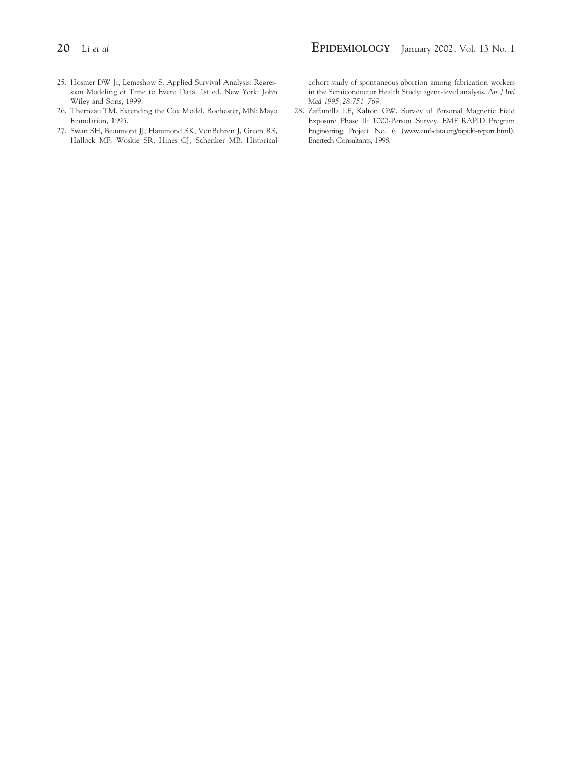25. Hosmer DW Jr, Lemeshow S. Applied Survival Analysis: Regression Modeling of Time to Event Data. 1st ed. New York: John Wiley and Sons, 1999.
26. Therneau TM. Extending the Cox Model. Rochester, MN: Mayo Foundation, 1995.
27. Swan SH, Beaumont JJ, Hammond SK, VonBehren J, Green RS, Hallock MF, Woskie SR, Hines CJ, Schenker MB. Historical cohort study of spontaneous abortion among fabrication workers in the Semiconductor Health Study: agent-level analysis. *Am J Ind Med 1995;28:751–769.*
28. Zaffanella LE, Kalton GW. Survey of Personal Magnetic Field Exposure Phase II: 1000-Person Survey. EMF RAPID Program Engineering Project No. 6 (www.emf-data.org/rapid6-report.html). Enertech Consultants, 1998.